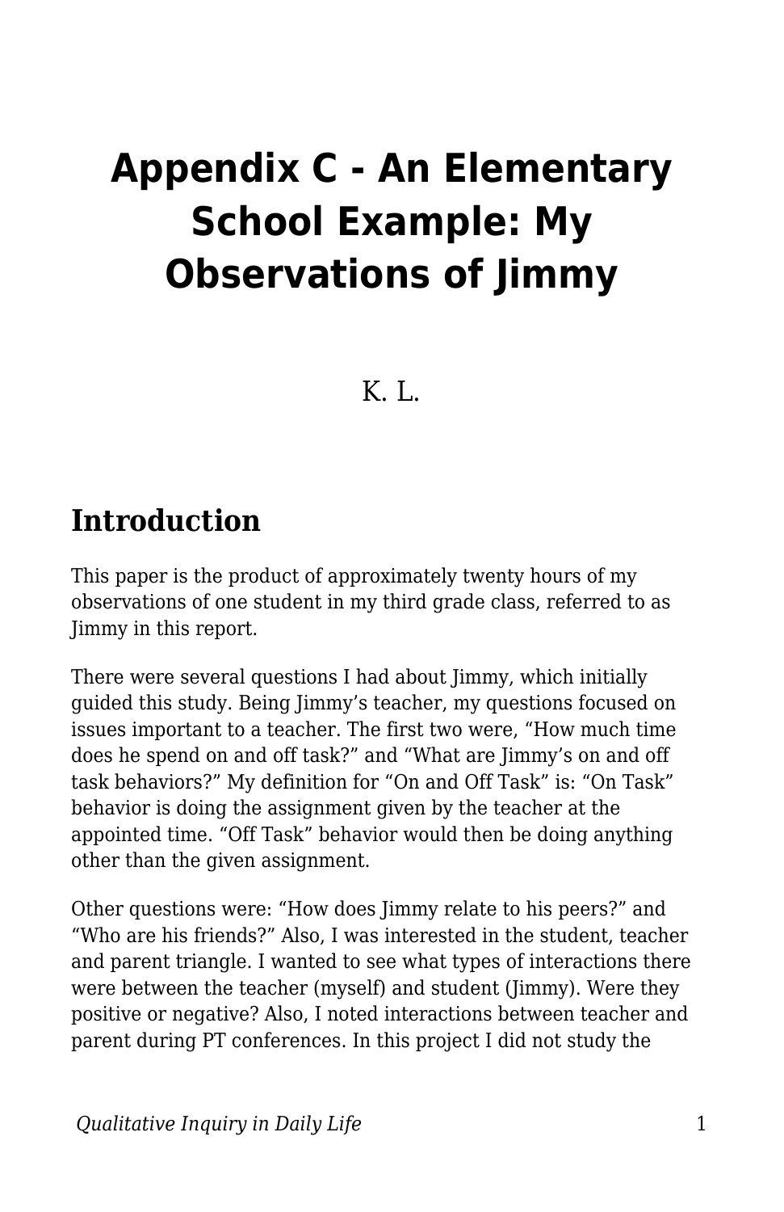# Appendix C - An Elementary School Example: My Observations of Jimmy

K. L.

## Introduction

This paper is the product of approximately twenty hours of my observations of one student in my third grade class, referred to as Jimmy in this report.

There were several questions I had about Jimmy, which initially guided this study. Being Jimmy's teacher, my questions focused on issues important to a teacher. The first two were, "How much time does he spend on and off task?" and "What are Jimmy's on and off task behaviors?" My definition for "On and Off Task" is: "On Task" behavior is doing the assignment given by the teacher at the appointed time. "Off Task" behavior would then be doing anything other than the given assignment.

Other questions were: "How does Jimmy relate to his peers?" and "Who are his friends?" Also, I was interested in the student, teacher and parent triangle. I wanted to see what types of interactions there were between the teacher (myself) and student (Jimmy). Were they positive or negative? Also, I noted interactions between teacher and parent during PT conferences. In this project I did not study the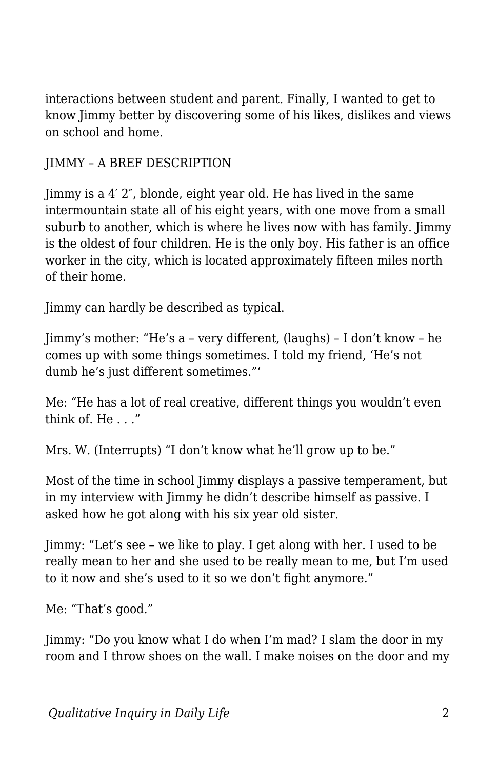interactions between student and parent. Finally, I wanted to get to know Jimmy better by discovering some of his likes, dislikes and views on school and home.

## JIMMY – A BREF DESCRIPTION

Jimmy is a 4′ 2″, blonde, eight year old. He has lived in the same intermountain state all of his eight years, with one move from a small suburb to another, which is where he lives now with has family. Jimmy is the oldest of four children. He is the only boy. His father is an office worker in the city, which is located approximately fifteen miles north of their home.

Jimmy can hardly be described as typical.

Jimmy's mother: "He's a – very different, (laughs) – I don't know – he comes up with some things sometimes. I told my friend, 'He's not dumb he's just different sometimes."'

Me: "He has a lot of real creative, different things you wouldn't even think of. He . . ."

Mrs. W. (Interrupts) "I don't know what he'll grow up to be."

Most of the time in school Jimmy displays a passive temperament, but in my interview with Jimmy he didn't describe himself as passive. I asked how he got along with his six year old sister.

Jimmy: "Let's see – we like to play. I get along with her. I used to be really mean to her and she used to be really mean to me, but I'm used to it now and she's used to it so we don't fight anymore."

Me: "That's good."

Jimmy: "Do you know what I do when I'm mad? I slam the door in my room and I throw shoes on the wall. I make noises on the door and my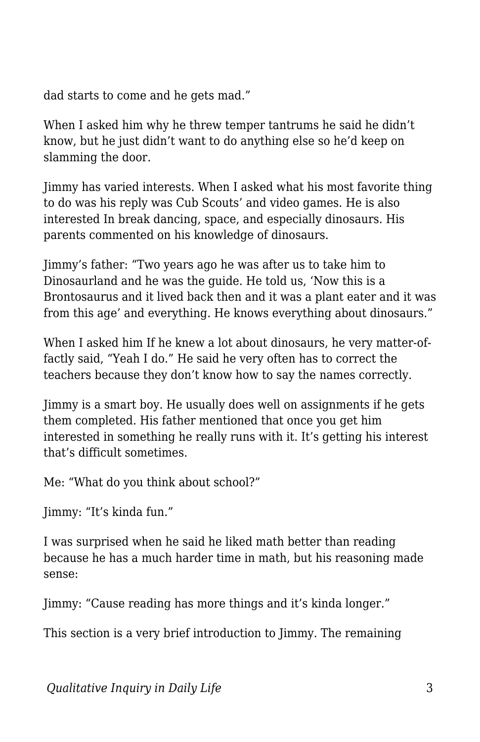dad starts to come and he gets mad."

When I asked him why he threw temper tantrums he said he didn't know, but he just didn't want to do anything else so he'd keep on slamming the door.

Jimmy has varied interests. When I asked what his most favorite thing to do was his reply was Cub Scouts' and video games. He is also interested In break dancing, space, and especially dinosaurs. His parents commented on his knowledge of dinosaurs.

Jimmy's father: "Two years ago he was after us to take him to Dinosaurland and he was the guide. He told us, 'Now this is a Brontosaurus and it lived back then and it was a plant eater and it was from this age' and everything. He knows everything about dinosaurs."

When I asked him If he knew a lot about dinosaurs, he very matter-of-factly said, "Yeah I do." He said he very often has to correct the teachers because they don't know how to say the names correctly.

Jimmy is a smart boy. He usually does well on assignments if he gets them completed. His father mentioned that once you get him interested in something he really runs with it. It's getting his interest that's difficult sometimes.

Me: "What do you think about school?"

Jimmy: "It's kinda fun."

I was surprised when he said he liked math better than reading because he has a much harder time in math, but his reasoning made sense:

Jimmy: "Cause reading has more things and it's kinda longer."

This section is a very brief introduction to Jimmy. The remaining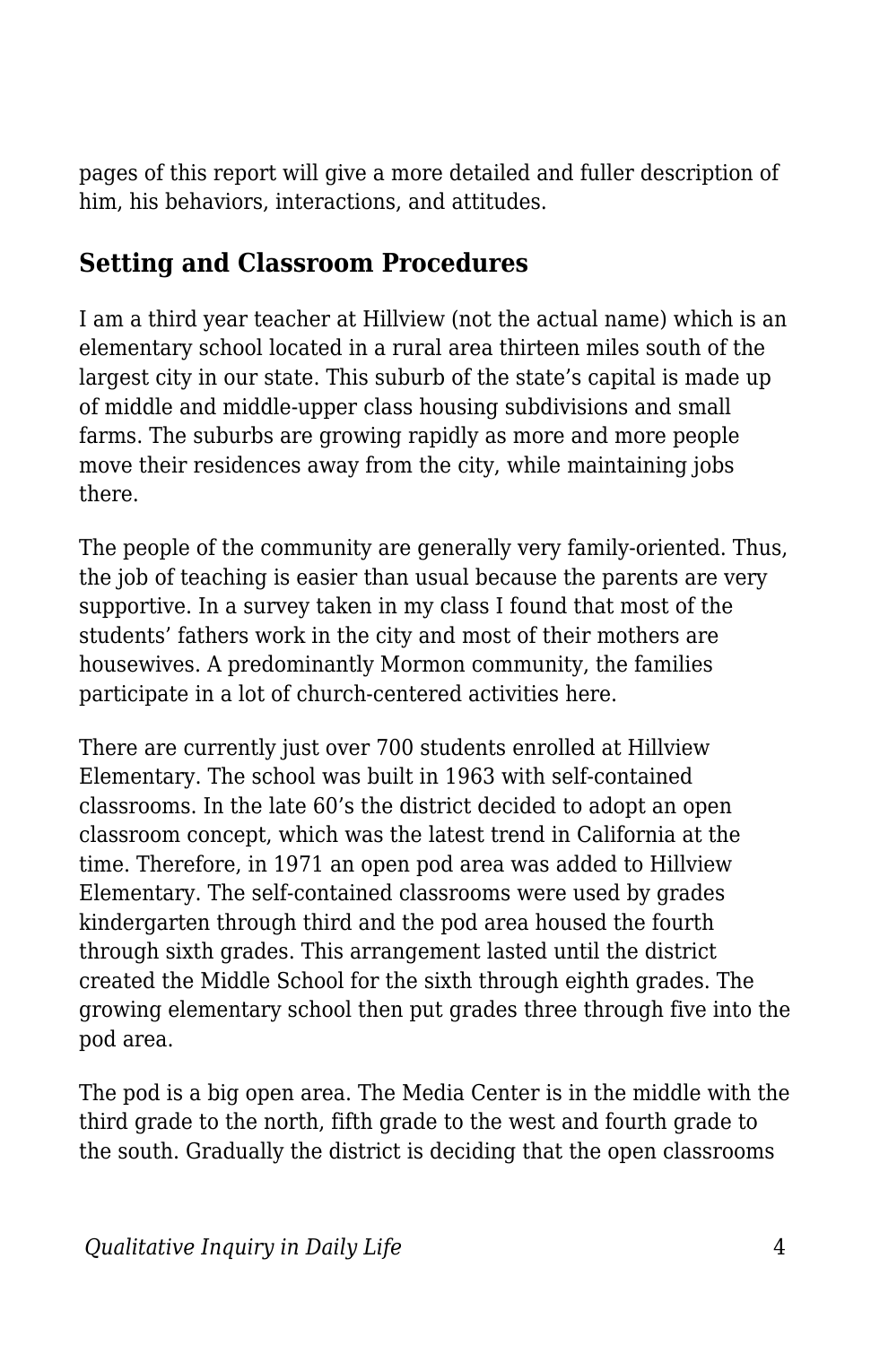pages of this report will give a more detailed and fuller description of him, his behaviors, interactions, and attitudes.

## Setting and Classroom Procedures

I am a third year teacher at Hillview (not the actual name) which is an elementary school located in a rural area thirteen miles south of the largest city in our state. This suburb of the state's capital is made up of middle and middle-upper class housing subdivisions and small farms. The suburbs are growing rapidly as more and more people move their residences away from the city, while maintaining jobs there.

The people of the community are generally very family-oriented. Thus, the job of teaching is easier than usual because the parents are very supportive. In a survey taken in my class I found that most of the students' fathers work in the city and most of their mothers are housewives. A predominantly Mormon community, the families participate in a lot of church-centered activities here.

There are currently just over 700 students enrolled at Hillview Elementary. The school was built in 1963 with self-contained classrooms. In the late 60's the district decided to adopt an open classroom concept, which was the latest trend in California at the time. Therefore, in 1971 an open pod area was added to Hillview Elementary. The self-contained classrooms were used by grades kindergarten through third and the pod area housed the fourth through sixth grades. This arrangement lasted until the district created the Middle School for the sixth through eighth grades. The growing elementary school then put grades three through five into the pod area.

The pod is a big open area. The Media Center is in the middle with the third grade to the north, fifth grade to the west and fourth grade to the south. Gradually the district is deciding that the open classrooms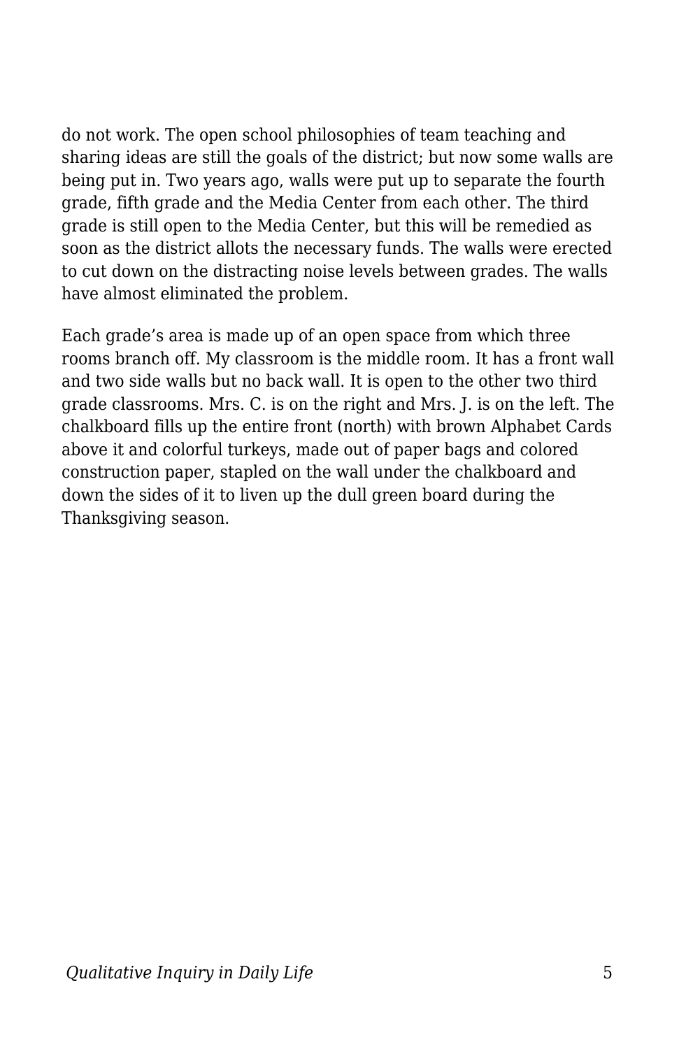do not work. The open school philosophies of team teaching and sharing ideas are still the goals of the district; but now some walls are being put in. Two years ago, walls were put up to separate the fourth grade, fifth grade and the Media Center from each other. The third grade is still open to the Media Center, but this will be remedied as soon as the district allots the necessary funds. The walls were erected to cut down on the distracting noise levels between grades. The walls have almost eliminated the problem.

Each grade's area is made up of an open space from which three rooms branch off. My classroom is the middle room. It has a front wall and two side walls but no back wall. It is open to the other two third grade classrooms. Mrs. C. is on the right and Mrs. J. is on the left. The chalkboard fills up the entire front (north) with brown Alphabet Cards above it and colorful turkeys, made out of paper bags and colored construction paper, stapled on the wall under the chalkboard and down the sides of it to liven up the dull green board during the Thanksgiving season.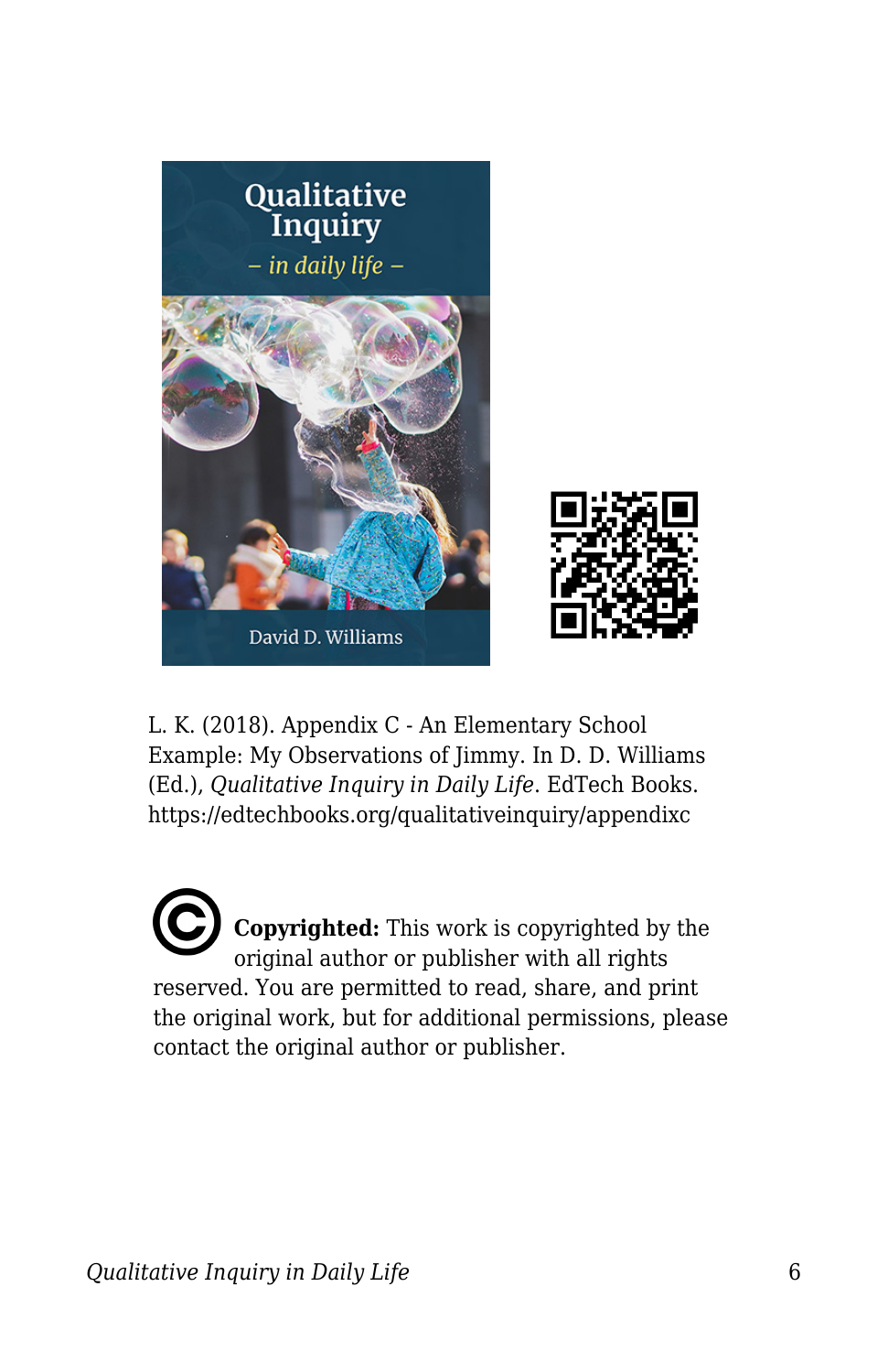L. K. (2018). Appendix C - An Elementary School Example: My Observations of Jimmy. In D. D. Williams (Ed.), *Qualitative Inquiry in Daily Life*. EdTech Books. https://edtechbooks.org/qualitativeinquiry/appendixc

**Copyrighted:** This work is copyrighted by the original author or publisher with all rights reserved. You are permitted to read, share, and print the original work, but for additional permissions, please contact the original author or publisher.